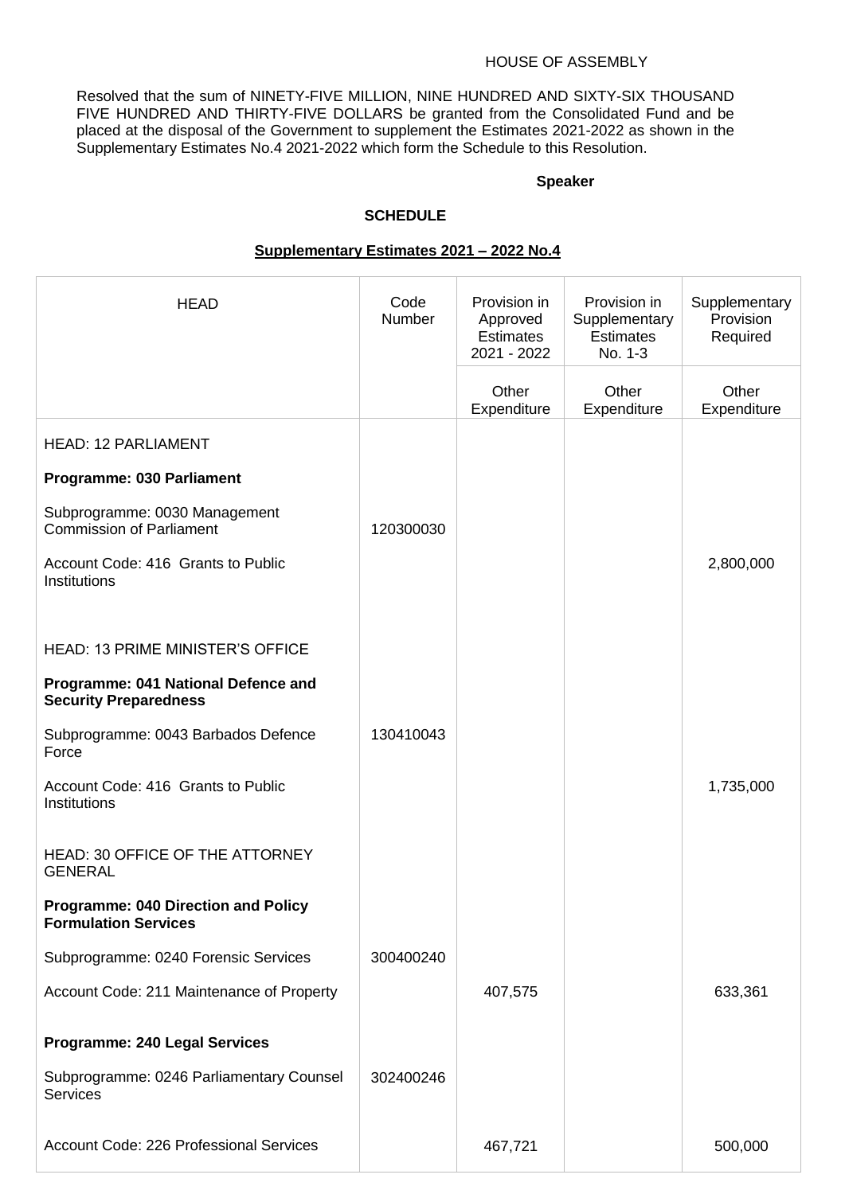HOUSE OF ASSEMBLY

Resolved that the sum of NINETY-FIVE MILLION, NINE HUNDRED AND SIXTY-SIX THOUSAND FIVE HUNDRED AND THIRTY-FIVE DOLLARS be granted from the Consolidated Fund and be placed at the disposal of the Government to supplement the Estimates 2021-2022 as shown in the Supplementary Estimates No.4 2021-2022 which form the Schedule to this Resolution.

**Speaker**

**SCHEDULE**

**Supplementary Estimates 2021 – 2022 No.4**

| HEAD | Code Number | Provision in Approved Estimates 2021 - 2022 | Provision in Supplementary Estimates No. 1-3 | Supplementary Provision Required |
|---|---|---|---|---|
| | | Other Expenditure | Other Expenditure | Other Expenditure |
| HEAD: 12 PARLIAMENT | | | | |
| **Programme: 030 Parliament** | | | | |
| Subprogramme: 0030 Management Commission of Parliament | 120300030 | | | |
| Account Code: 416 Grants to Public Institutions | | | | 2,800,000 |
| HEAD: 13 PRIME MINISTER'S OFFICE | | | | |
| **Programme: 041 National Defence and Security Preparedness** | | | | |
| Subprogramme: 0043 Barbados Defence Force | 130410043 | | | |
| Account Code: 416 Grants to Public Institutions | | | | 1,735,000 |
| HEAD: 30 OFFICE OF THE ATTORNEY GENERAL | | | | |
| **Programme: 040 Direction and Policy Formulation Services** | | | | |
| Subprogramme: 0240 Forensic Services | 300400240 | | | |
| Account Code: 211 Maintenance of Property | | 407,575 | | 633,361 |
| **Programme: 240 Legal Services** | | | | |
| Subprogramme: 0246 Parliamentary Counsel Services | 302400246 | | | |
| Account Code: 226 Professional Services | | 467,721 | | 500,000 |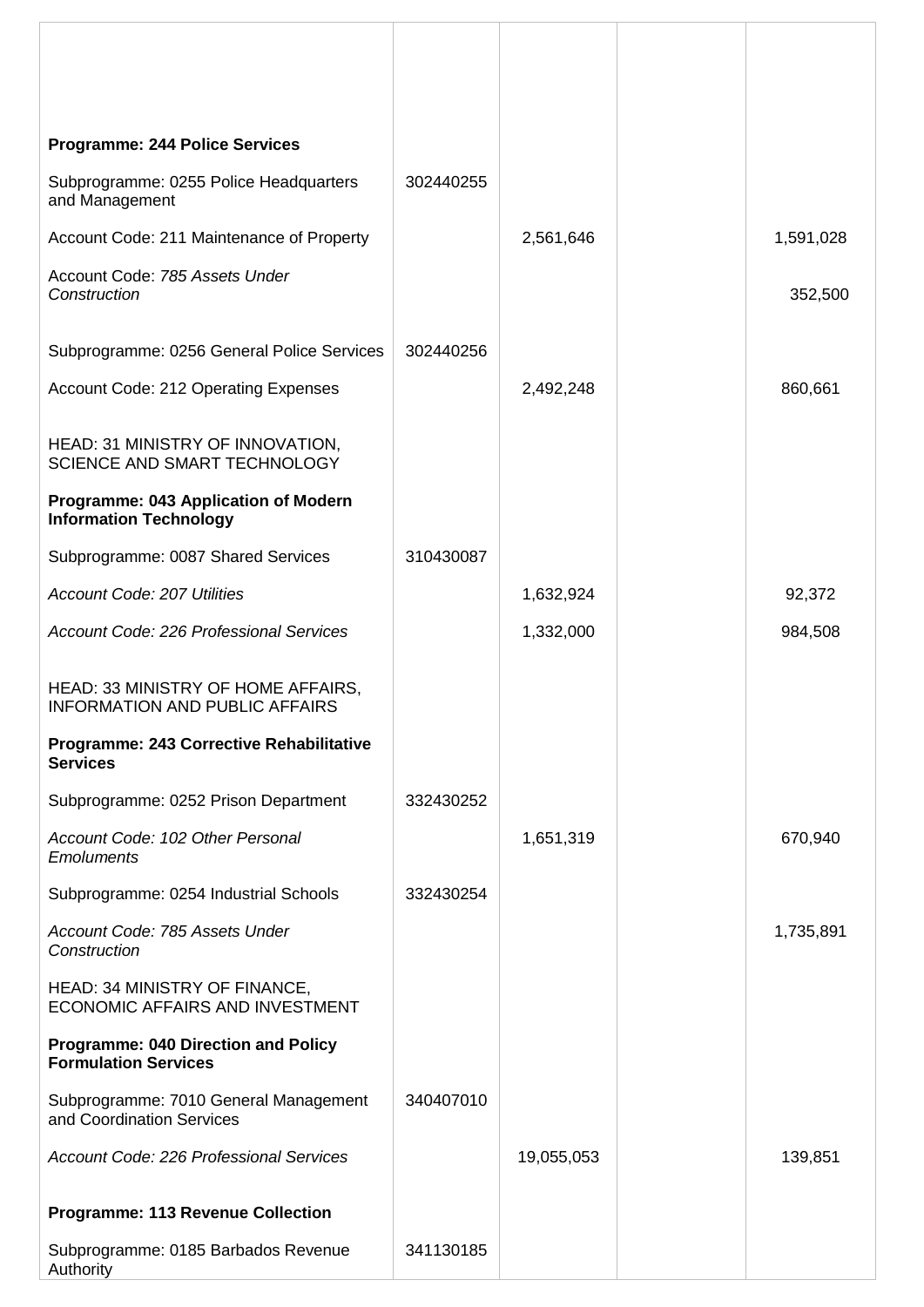| | | | | |
|---|---|---|---|---|
| **Programme: 244 Police Services** | | | | |
| Subprogramme: 0255 Police Headquarters and Management | 302440255 | | | |
| Account Code: 211 Maintenance of Property | | 2,561,646 | | 1,591,028 |
| Account Code: *785 Assets Under Construction* | | | | 352,500 |
| Subprogramme: 0256 General Police Services | 302440256 | | | |
| Account Code: 212 Operating Expenses | | 2,492,248 | | 860,661 |
| HEAD: 31 MINISTRY OF INNOVATION, SCIENCE AND SMART TECHNOLOGY | | | | |
| **Programme: 043 Application of Modern Information Technology** | | | | |
| Subprogramme: 0087 Shared Services | 310430087 | | | |
| *Account Code: 207 Utilities* | | 1,632,924 | | 92,372 |
| *Account Code: 226 Professional Services* | | 1,332,000 | | 984,508 |
| HEAD: 33 MINISTRY OF HOME AFFAIRS, INFORMATION AND PUBLIC AFFAIRS | | | | |
| **Programme: 243 Corrective Rehabilitative Services** | | | | |
| Subprogramme: 0252 Prison Department | 332430252 | | | |
| *Account Code: 102 Other Personal Emoluments* | | 1,651,319 | | 670,940 |
| Subprogramme: 0254 Industrial Schools | 332430254 | | | |
| *Account Code: 785 Assets Under Construction* | | | | 1,735,891 |
| HEAD: 34 MINISTRY OF FINANCE, ECONOMIC AFFAIRS AND INVESTMENT | | | | |
| **Programme: 040 Direction and Policy Formulation Services** | | | | |
| Subprogramme: 7010 General Management and Coordination Services | 340407010 | | | |
| *Account Code: 226 Professional Services* | | 19,055,053 | | 139,851 |
| **Programme: 113 Revenue Collection** | | | | |
| Subprogramme: 0185 Barbados Revenue Authority | 341130185 | | | |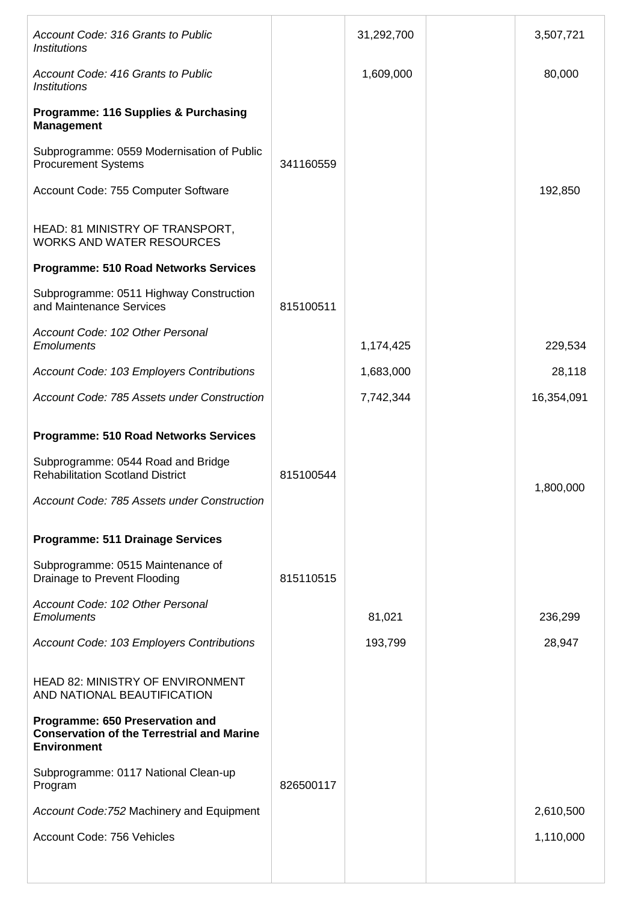| | | | | |
|---|---|---|---|---|
| *Account Code: 316 Grants to Public Institutions* | | 31,292,700 | | 3,507,721 |
| *Account Code: 416 Grants to Public Institutions* | | 1,609,000 | | 80,000 |
| **Programme: 116 Supplies & Purchasing Management** | | | | |
| Subprogramme: 0559 Modernisation of Public Procurement Systems | 341160559 | | | |
| Account Code: 755 Computer Software | | | | 192,850 |
| HEAD: 81 MINISTRY OF TRANSPORT, WORKS AND WATER RESOURCES | | | | |
| **Programme: 510 Road Networks Services** | | | | |
| Subprogramme: 0511 Highway Construction and Maintenance Services | 815100511 | | | |
| *Account Code: 102 Other Personal Emoluments* | | 1,174,425 | | 229,534 |
| *Account Code: 103 Employers Contributions* | | 1,683,000 | | 28,118 |
| *Account Code: 785 Assets under Construction* | | 7,742,344 | | 16,354,091 |
| **Programme: 510 Road Networks Services** | | | | |
| Subprogramme: 0544 Road and Bridge Rehabilitation Scotland District | 815100544 | | | |
| *Account Code: 785 Assets under Construction* | | | | 1,800,000 |
| **Programme: 511 Drainage Services** | | | | |
| Subprogramme: 0515 Maintenance of Drainage to Prevent Flooding | 815110515 | | | |
| *Account Code: 102 Other Personal Emoluments* | | 81,021 | | 236,299 |
| *Account Code: 103 Employers Contributions* | | 193,799 | | 28,947 |
| HEAD 82: MINISTRY OF ENVIRONMENT AND NATIONAL BEAUTIFICATION | | | | |
| **Programme: 650 Preservation and Conservation of the Terrestrial and Marine Environment** | | | | |
| Subprogramme: 0117 National Clean-up Program | 826500117 | | | |
| *Account Code:752* Machinery and Equipment | | | | 2,610,500 |
| Account Code: 756 Vehicles | | | | 1,110,000 |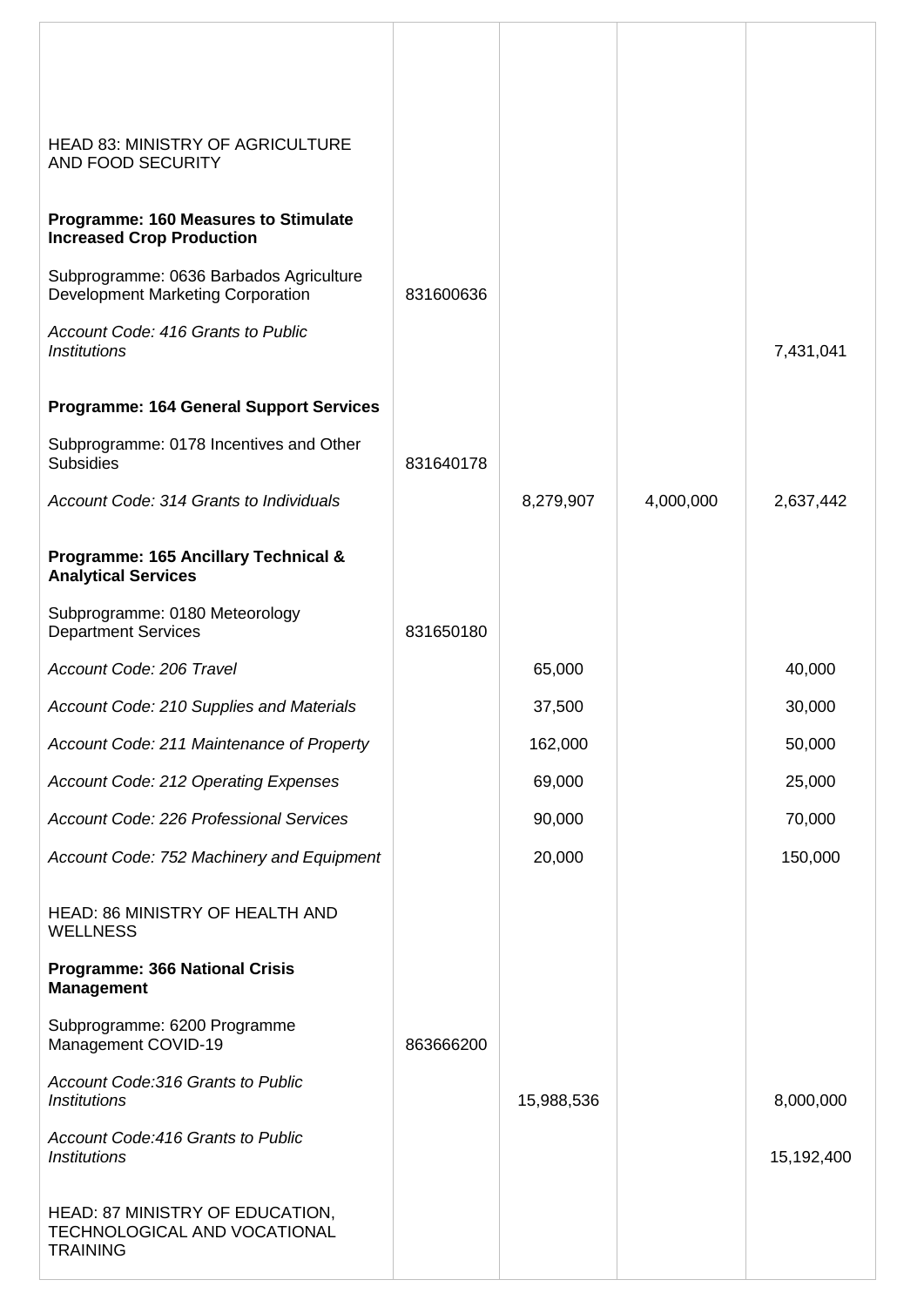| | | | | |
|---|---|---|---|---|
| HEAD 83: MINISTRY OF AGRICULTURE AND FOOD SECURITY | | | | |
| **Programme: 160 Measures to Stimulate Increased Crop Production** | | | | |
| Subprogramme: 0636 Barbados Agriculture Development Marketing Corporation | 831600636 | | | |
| *Account Code: 416 Grants to Public Institutions* | | | | 7,431,041 |
| **Programme: 164 General Support Services** | | | | |
| Subprogramme: 0178 Incentives and Other Subsidies | 831640178 | | | |
| *Account Code: 314 Grants to Individuals* | | 8,279,907 | 4,000,000 | 2,637,442 |
| **Programme: 165 Ancillary Technical & Analytical Services** | | | | |
| Subprogramme: 0180 Meteorology Department Services | 831650180 | | | |
| *Account Code: 206 Travel* | | 65,000 | | 40,000 |
| *Account Code: 210 Supplies and Materials* | | 37,500 | | 30,000 |
| *Account Code: 211 Maintenance of Property* | | 162,000 | | 50,000 |
| *Account Code: 212 Operating Expenses* | | 69,000 | | 25,000 |
| *Account Code: 226 Professional Services* | | 90,000 | | 70,000 |
| *Account Code: 752 Machinery and Equipment* | | 20,000 | | 150,000 |
| HEAD: 86 MINISTRY OF HEALTH AND WELLNESS | | | | |
| **Programme: 366 National Crisis Management** | | | | |
| Subprogramme: 6200 Programme Management COVID-19 | 863666200 | | | |
| *Account Code:316 Grants to Public Institutions* | | 15,988,536 | | 8,000,000 |
| *Account Code:416 Grants to Public Institutions* | | | | 15,192,400 |
| HEAD: 87 MINISTRY OF EDUCATION, TECHNOLOGICAL AND VOCATIONAL TRAINING | | | | |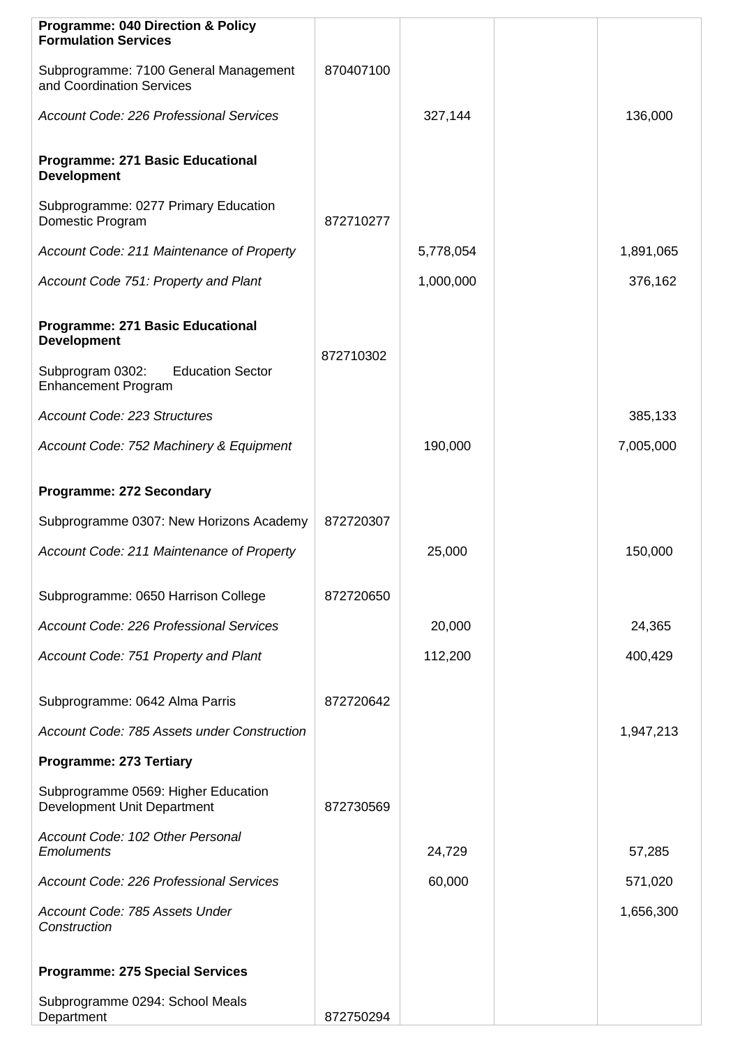| | | | | |
|---|---|---|---|---|
| **Programme: 040 Direction & Policy Formulation Services** | | | | |
| Subprogramme: 7100 General Management and Coordination Services | 870407100 | | | |
| *Account Code: 226 Professional Services* | | 327,144 | | 136,000 |
| **Programme: 271 Basic Educational Development** | | | | |
| Subprogramme: 0277 Primary Education Domestic Program | 872710277 | | | |
| *Account Code: 211 Maintenance of Property* | | 5,778,054 | | 1,891,065 |
| *Account Code 751: Property and Plant* | | 1,000,000 | | 376,162 |
| **Programme: 271 Basic Educational Development** | 872710302 | | | |
| Subprogram 0302: Education Sector Enhancement Program | | | | |
| *Account Code: 223 Structures* | | | | 385,133 |
| *Account Code: 752 Machinery & Equipment* | | 190,000 | | 7,005,000 |
| **Programme: 272 Secondary** | | | | |
| Subprogramme 0307: New Horizons Academy | 872720307 | | | |
| *Account Code: 211 Maintenance of Property* | | 25,000 | | 150,000 |
| Subprogramme: 0650 Harrison College | 872720650 | | | |
| *Account Code: 226 Professional Services* | | 20,000 | | 24,365 |
| *Account Code: 751 Property and Plant* | | 112,200 | | 400,429 |
| Subprogramme: 0642 Alma Parris | 872720642 | | | |
| *Account Code: 785 Assets under Construction* | | | | 1,947,213 |
| **Programme: 273 Tertiary** | | | | |
| Subprogramme 0569: Higher Education Development Unit Department | 872730569 | | | |
| *Account Code: 102 Other Personal Emoluments* | | 24,729 | | 57,285 |
| *Account Code: 226 Professional Services* | | 60,000 | | 571,020 |
| *Account Code: 785 Assets Under Construction* | | | | 1,656,300 |
| **Programme: 275 Special Services** | | | | |
| Subprogramme 0294: School Meals Department | 872750294 | | | |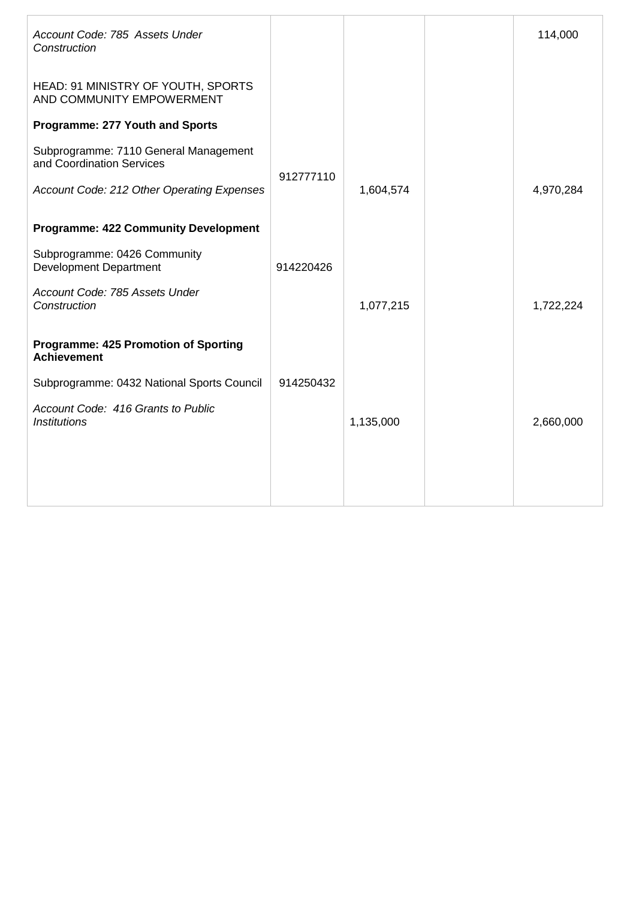| | | | | |
|---|---|---|---|---|
| *Account Code: 785 Assets Under Construction* | | | | 114,000 |
| HEAD: 91 MINISTRY OF YOUTH, SPORTS AND COMMUNITY EMPOWERMENT | | | | |
| **Programme: 277 Youth and Sports** | | | | |
| Subprogramme: 7110 General Management and Coordination Services | 912777110 | | | |
| *Account Code: 212 Other Operating Expenses* | | 1,604,574 | | 4,970,284 |
| **Programme: 422 Community Development** | | | | |
| Subprogramme: 0426 Community Development Department | 914220426 | | | |
| *Account Code: 785 Assets Under Construction* | | 1,077,215 | | 1,722,224 |
| **Programme: 425 Promotion of Sporting Achievement** | | | | |
| Subprogramme: 0432 National Sports Council | 914250432 | | | |
| *Account Code: 416 Grants to Public Institutions* | | 1,135,000 | | 2,660,000 |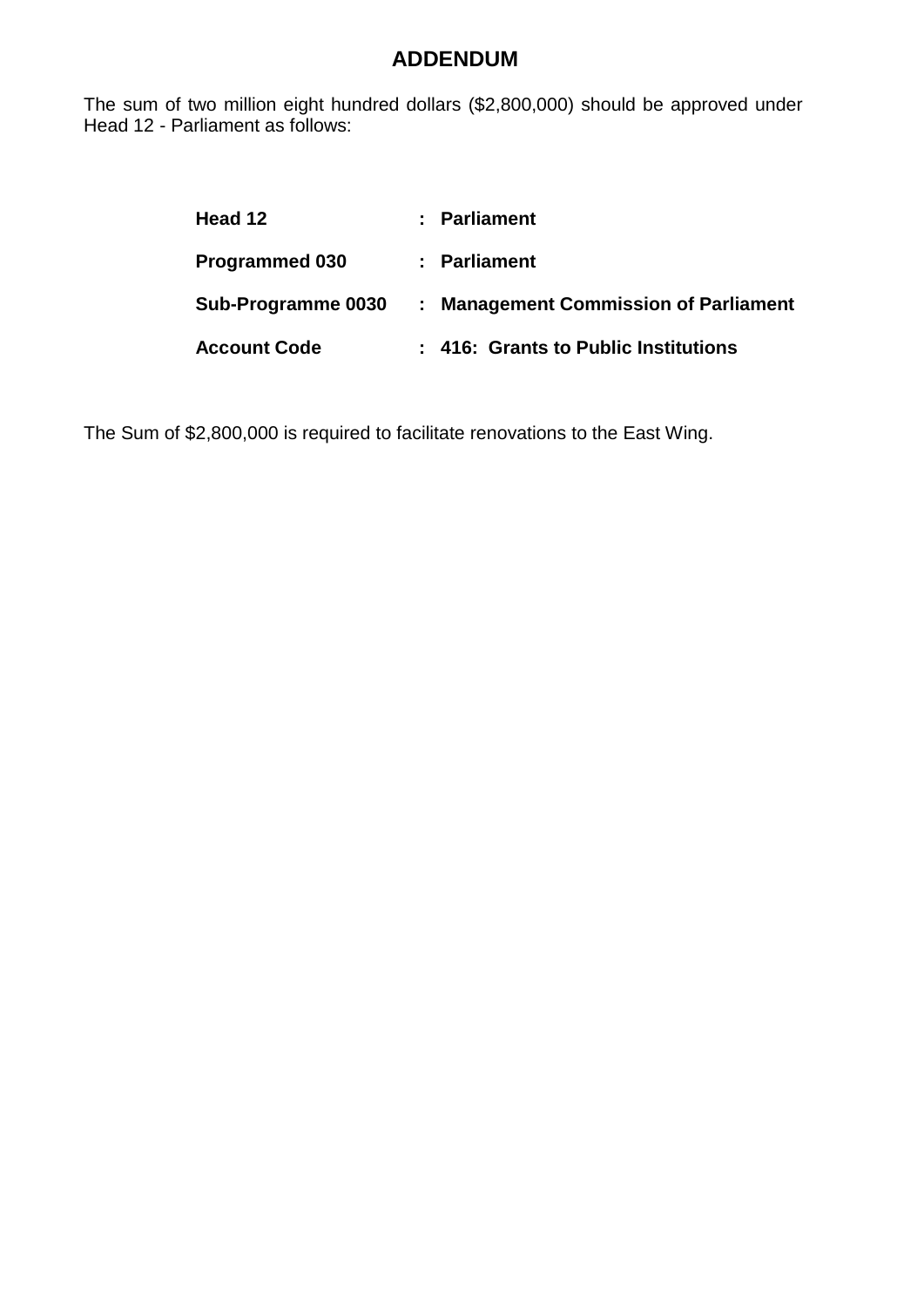# ADDENDUM

The sum of two million eight hundred dollars ($2,800,000) should be approved under Head 12 - Parliament as follows:

| | | |
|---|---|---|
| **Head 12** | : | **Parliament** |
| **Programmed 030** | : | **Parliament** |
| **Sub-Programme 0030** | : | **Management Commission of Parliament** |
| **Account Code** | : | **416: Grants to Public Institutions** |

The Sum of $2,800,000 is required to facilitate renovations to the East Wing.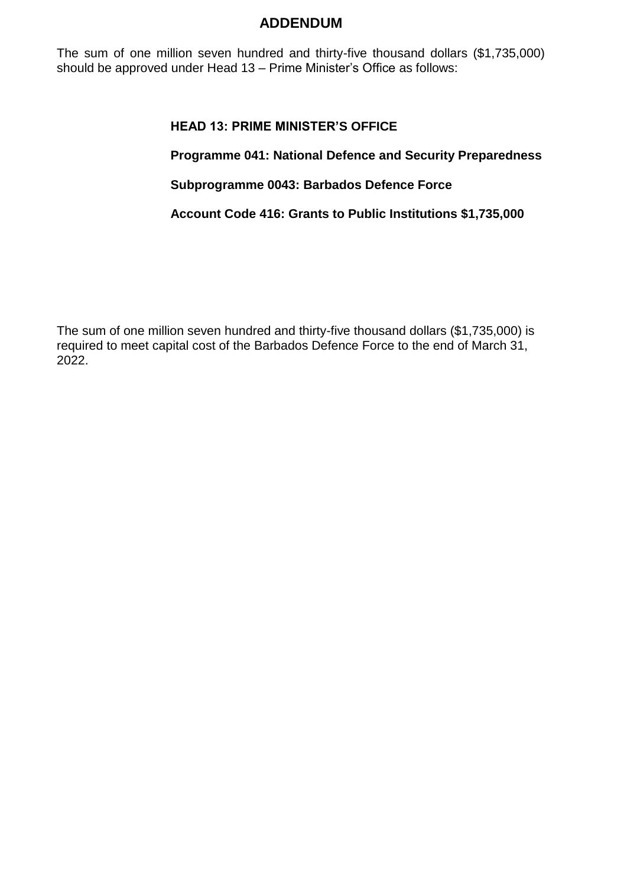# ADDENDUM

The sum of one million seven hundred and thirty-five thousand dollars ($1,735,000) should be approved under Head 13 – Prime Minister's Office as follows:

**HEAD 13: PRIME MINISTER'S OFFICE**

**Programme 041: National Defence and Security Preparedness**

**Subprogramme 0043: Barbados Defence Force**

**Account Code 416: Grants to Public Institutions $1,735,000**

The sum of one million seven hundred and thirty-five thousand dollars ($1,735,000) is required to meet capital cost of the Barbados Defence Force to the end of March 31, 2022.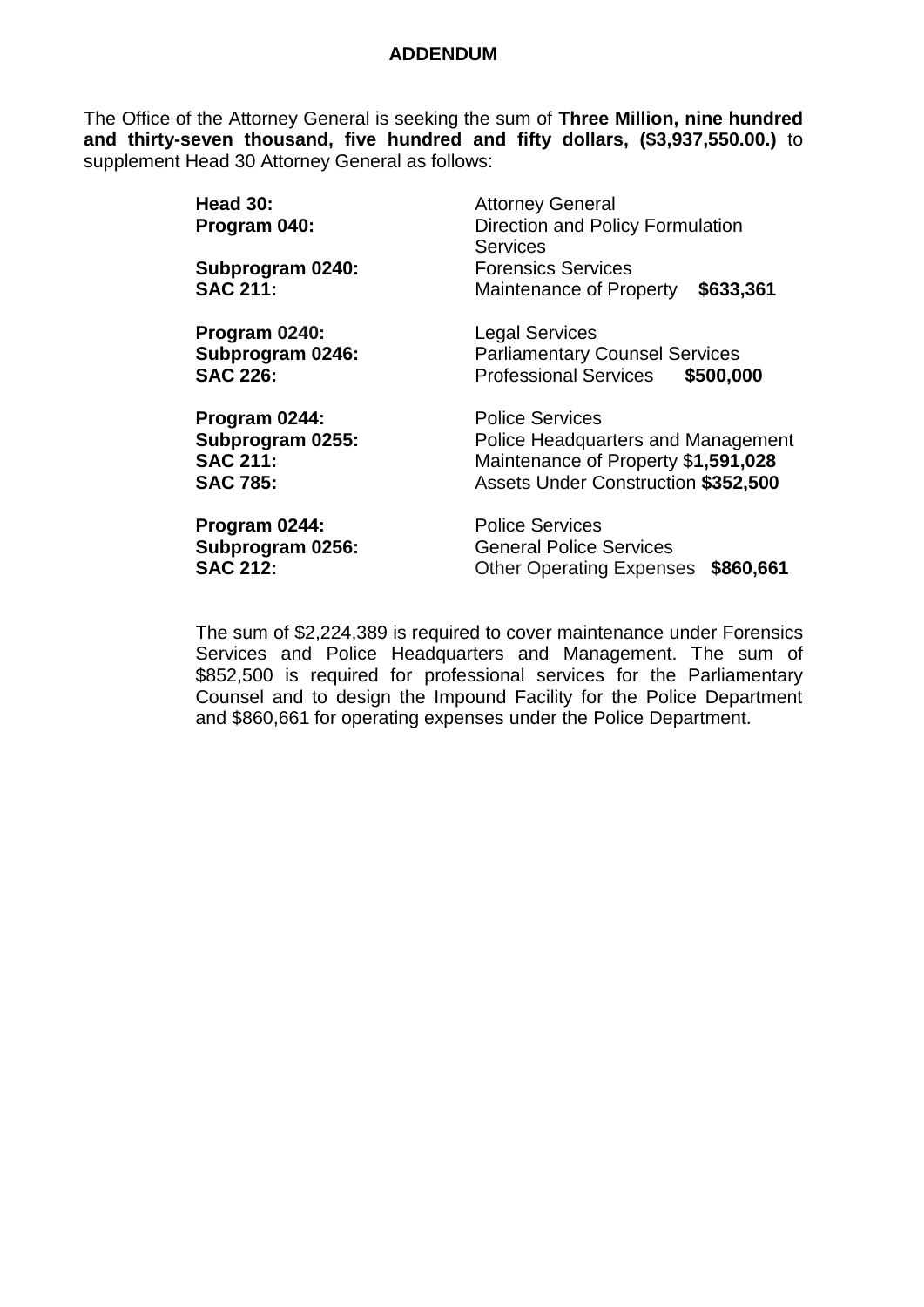## ADDENDUM

The Office of the Attorney General is seeking the sum of **Three Million, nine hundred and thirty-seven thousand, five hundred and fifty dollars, ($3,937,550.00.)** to supplement Head 30 Attorney General as follows:

**Head 30:** Attorney General
**Program 040:** Direction and Policy Formulation Services
**Subprogram 0240:** Forensics Services
**SAC 211:** Maintenance of Property **$633,361**

**Program 0240:** Legal Services
**Subprogram 0246:** Parliamentary Counsel Services
**SAC 226:** Professional Services **$500,000**

**Program 0244:** Police Services
**Subprogram 0255:** Police Headquarters and Management
**SAC 211:** Maintenance of Property $**1,591,028**
**SAC 785:** Assets Under Construction **$352,500**

**Program 0244:** Police Services
**Subprogram 0256:** General Police Services
**SAC 212:** Other Operating Expenses **$860,661**

The sum of $2,224,389 is required to cover maintenance under Forensics Services and Police Headquarters and Management. The sum of $852,500 is required for professional services for the Parliamentary Counsel and to design the Impound Facility for the Police Department and $860,661 for operating expenses under the Police Department.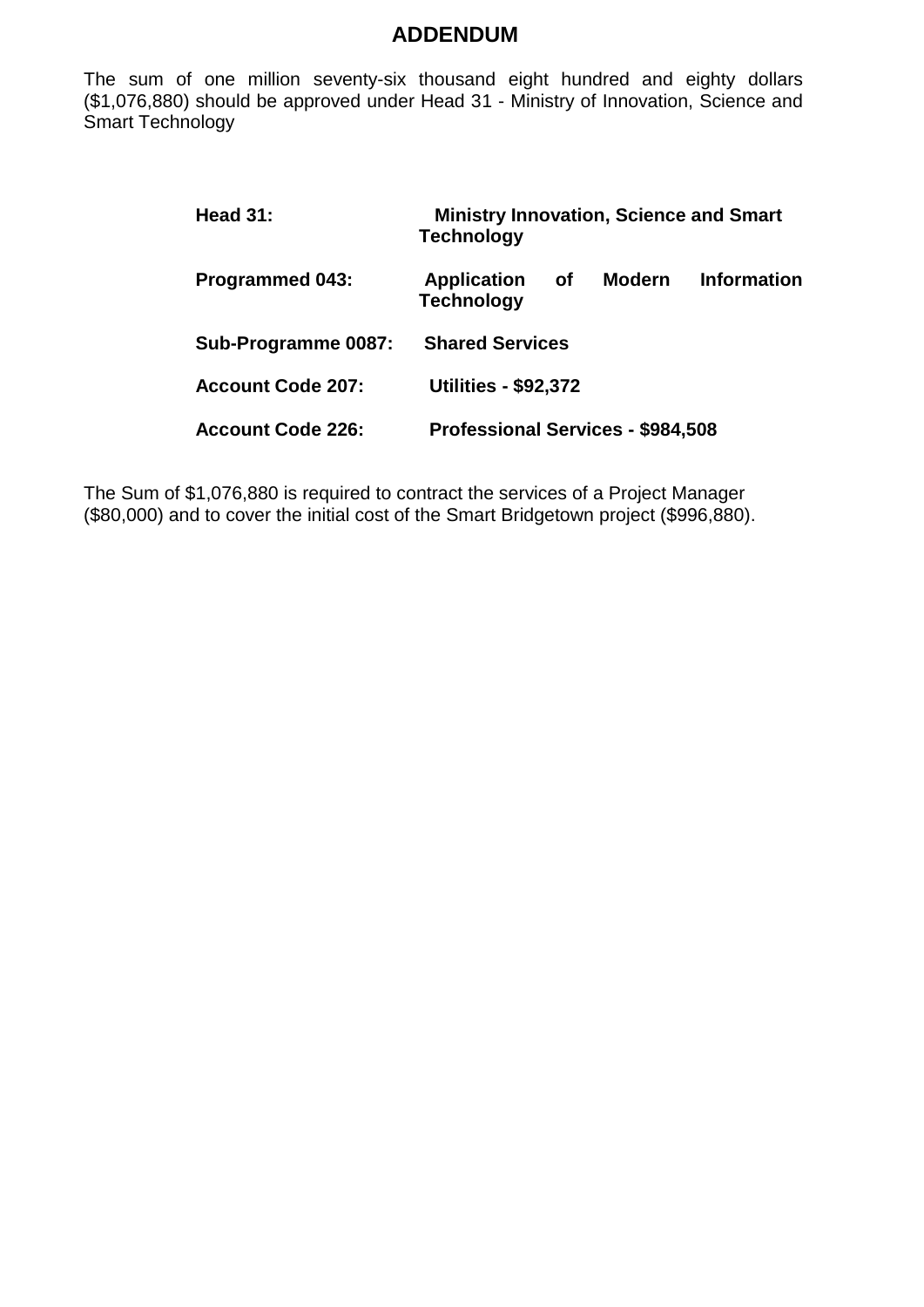# ADDENDUM

The sum of one million seventy-six thousand eight hundred and eighty dollars ($1,076,880) should be approved under Head 31 - Ministry of Innovation, Science and Smart Technology

**Head 31:** **Ministry Innovation, Science and Smart Technology**

**Programmed 043:** **Application of Modern Information Technology**

**Sub-Programme 0087:** **Shared Services**

**Account Code 207:** **Utilities - $92,372**

**Account Code 226:** **Professional Services - $984,508**

The Sum of $1,076,880 is required to contract the services of a Project Manager ($80,000) and to cover the initial cost of the Smart Bridgetown project ($996,880).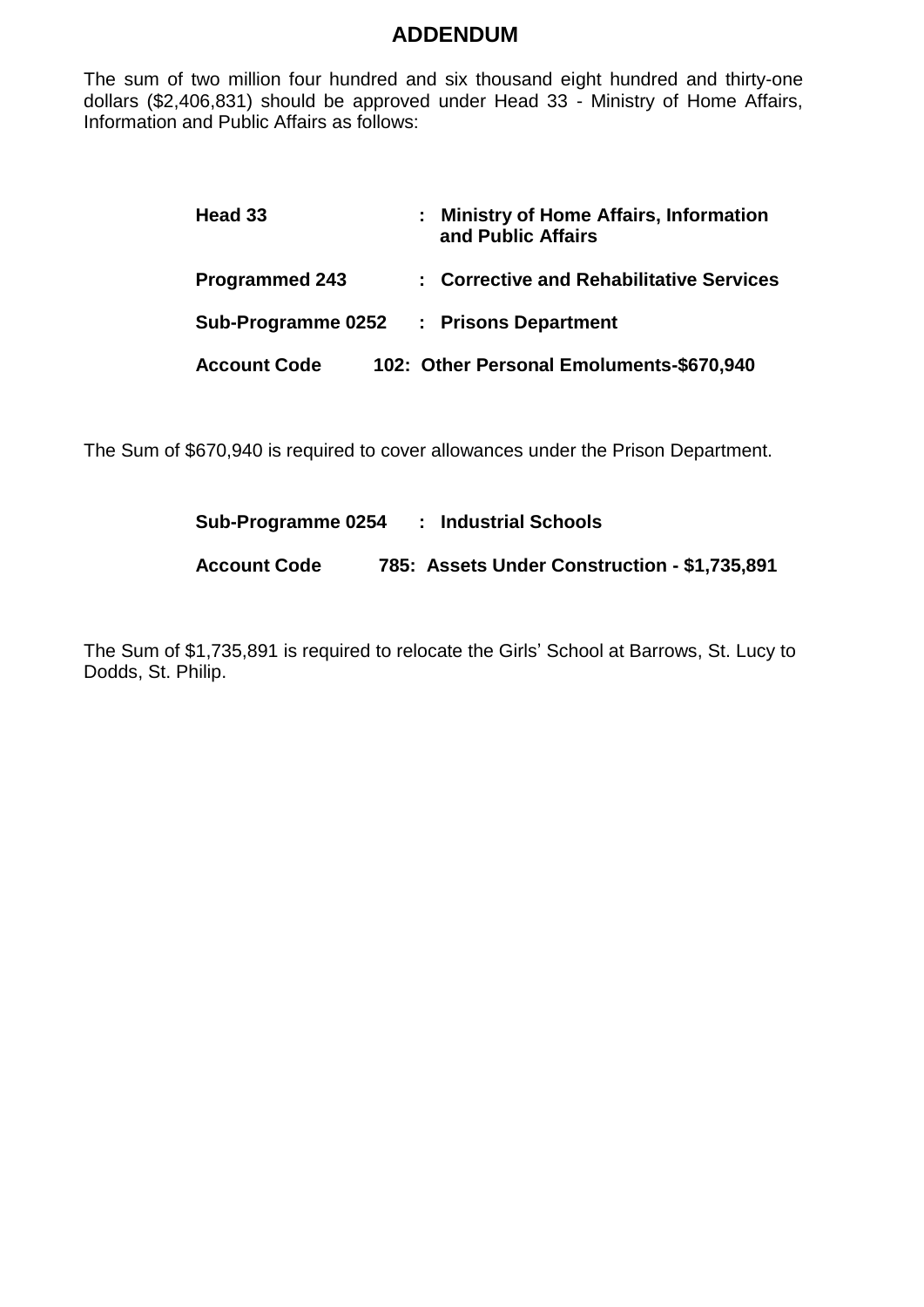## ADDENDUM

The sum of two million four hundred and six thousand eight hundred and thirty-one dollars ($2,406,831) should be approved under Head 33 - Ministry of Home Affairs, Information and Public Affairs as follows:

**Head 33** : **Ministry of Home Affairs, Information and Public Affairs**

**Programmed 243** : **Corrective and Rehabilitative Services**

**Sub-Programme 0252** : **Prisons Department**

**Account Code** **102: Other Personal Emoluments-$670,940**

The Sum of $670,940 is required to cover allowances under the Prison Department.

**Sub-Programme 0254** : **Industrial Schools**

**Account Code** **785: Assets Under Construction - $1,735,891**

The Sum of $1,735,891 is required to relocate the Girls' School at Barrows, St. Lucy to Dodds, St. Philip.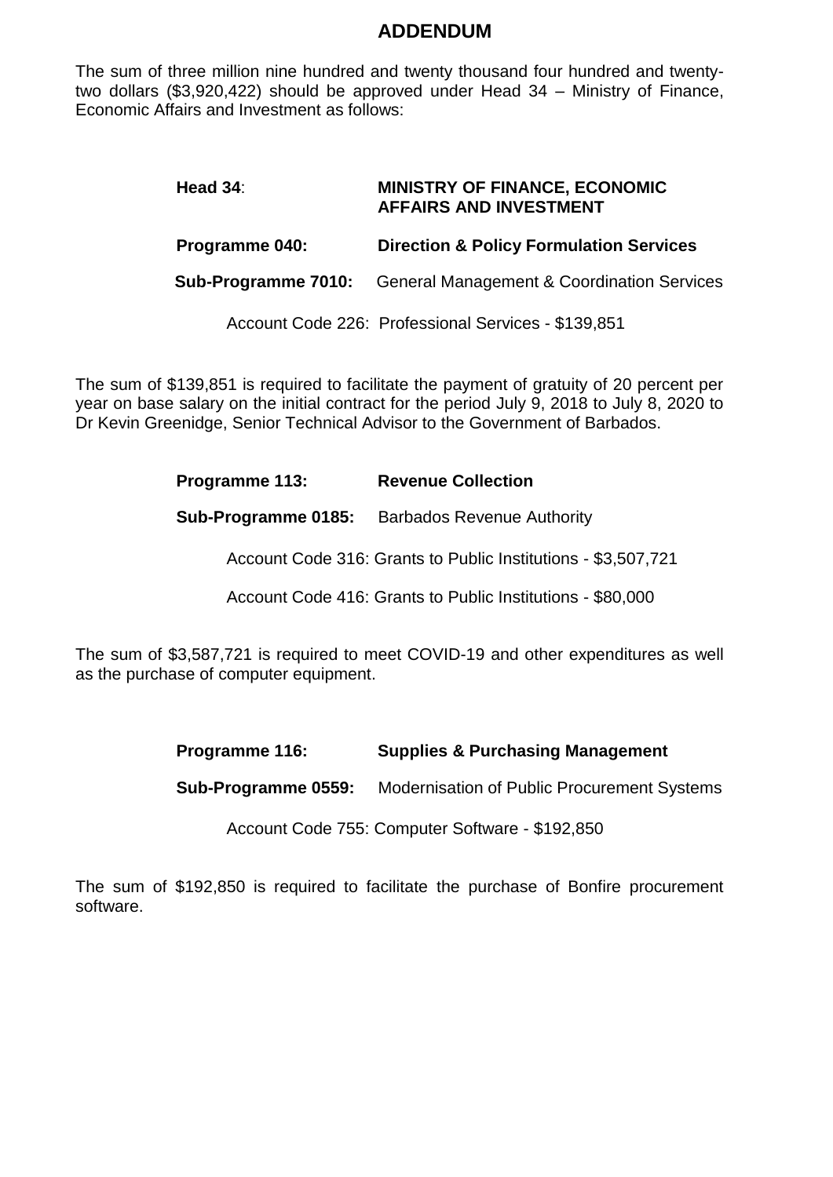# ADDENDUM

The sum of three million nine hundred and twenty thousand four hundred and twenty-two dollars ($3,920,422) should be approved under Head 34 – Ministry of Finance, Economic Affairs and Investment as follows:

**Head 34**: **MINISTRY OF FINANCE, ECONOMIC AFFAIRS AND INVESTMENT**

**Programme 040:** **Direction & Policy Formulation Services**

**Sub-Programme 7010:** General Management & Coordination Services

Account Code 226: Professional Services - $139,851

The sum of $139,851 is required to facilitate the payment of gratuity of 20 percent per year on base salary on the initial contract for the period July 9, 2018 to July 8, 2020 to Dr Kevin Greenidge, Senior Technical Advisor to the Government of Barbados.

**Programme 113:** **Revenue Collection**

**Sub-Programme 0185:** Barbados Revenue Authority

Account Code 316: Grants to Public Institutions - $3,507,721

Account Code 416: Grants to Public Institutions - $80,000

The sum of $3,587,721 is required to meet COVID-19 and other expenditures as well as the purchase of computer equipment.

**Programme 116:** **Supplies & Purchasing Management**

**Sub-Programme 0559:** Modernisation of Public Procurement Systems

Account Code 755: Computer Software - $192,850

The sum of $192,850 is required to facilitate the purchase of Bonfire procurement software.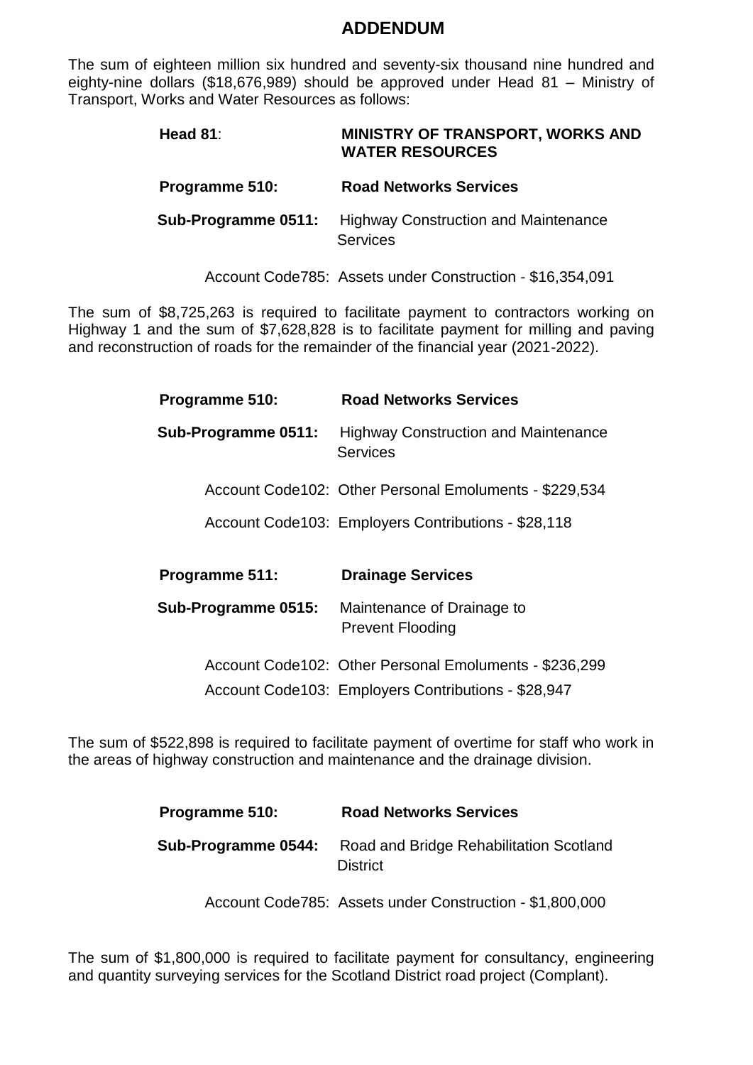# ADDENDUM

The sum of eighteen million six hundred and seventy-six thousand nine hundred and eighty-nine dollars ($18,676,989) should be approved under Head 81 – Ministry of Transport, Works and Water Resources as follows:

**Head 81**: **MINISTRY OF TRANSPORT, WORKS AND WATER RESOURCES**

**Programme 510:** **Road Networks Services**

**Sub-Programme 0511:** Highway Construction and Maintenance Services

Account Code785: Assets under Construction - $16,354,091

The sum of $8,725,263 is required to facilitate payment to contractors working on Highway 1 and the sum of $7,628,828 is to facilitate payment for milling and paving and reconstruction of roads for the remainder of the financial year (2021-2022).

**Programme 510:** **Road Networks Services**

**Sub-Programme 0511:** Highway Construction and Maintenance Services

Account Code102: Other Personal Emoluments - $229,534

Account Code103: Employers Contributions - $28,118

**Programme 511:** **Drainage Services**

**Sub-Programme 0515:** Maintenance of Drainage to Prevent Flooding

Account Code102: Other Personal Emoluments - $236,299

Account Code103: Employers Contributions - $28,947

The sum of $522,898 is required to facilitate payment of overtime for staff who work in the areas of highway construction and maintenance and the drainage division.

**Programme 510:** **Road Networks Services**

**Sub-Programme 0544:** Road and Bridge Rehabilitation Scotland District

Account Code785: Assets under Construction - $1,800,000

The sum of $1,800,000 is required to facilitate payment for consultancy, engineering and quantity surveying services for the Scotland District road project (Complant).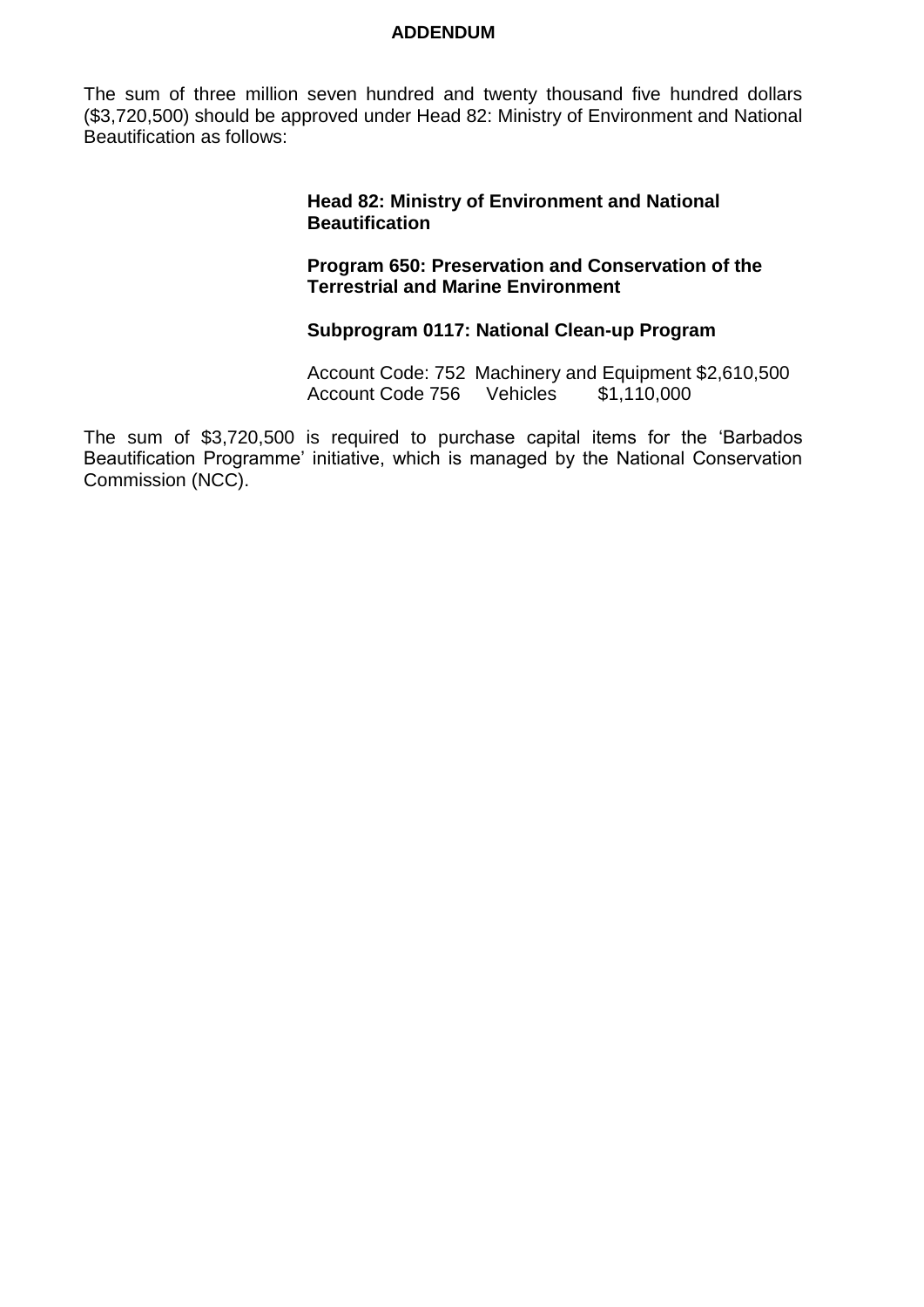**ADDENDUM**

The sum of three million seven hundred and twenty thousand five hundred dollars ($3,720,500) should be approved under Head 82: Ministry of Environment and National Beautification as follows:

**Head 82: Ministry of Environment and National Beautification**

**Program 650: Preservation and Conservation of the Terrestrial and Marine Environment**

**Subprogram 0117: National Clean-up Program**

Account Code: 752 Machinery and Equipment $2,610,500
Account Code 756 Vehicles $1,110,000

The sum of $3,720,500 is required to purchase capital items for the 'Barbados Beautification Programme' initiative, which is managed by the National Conservation Commission (NCC).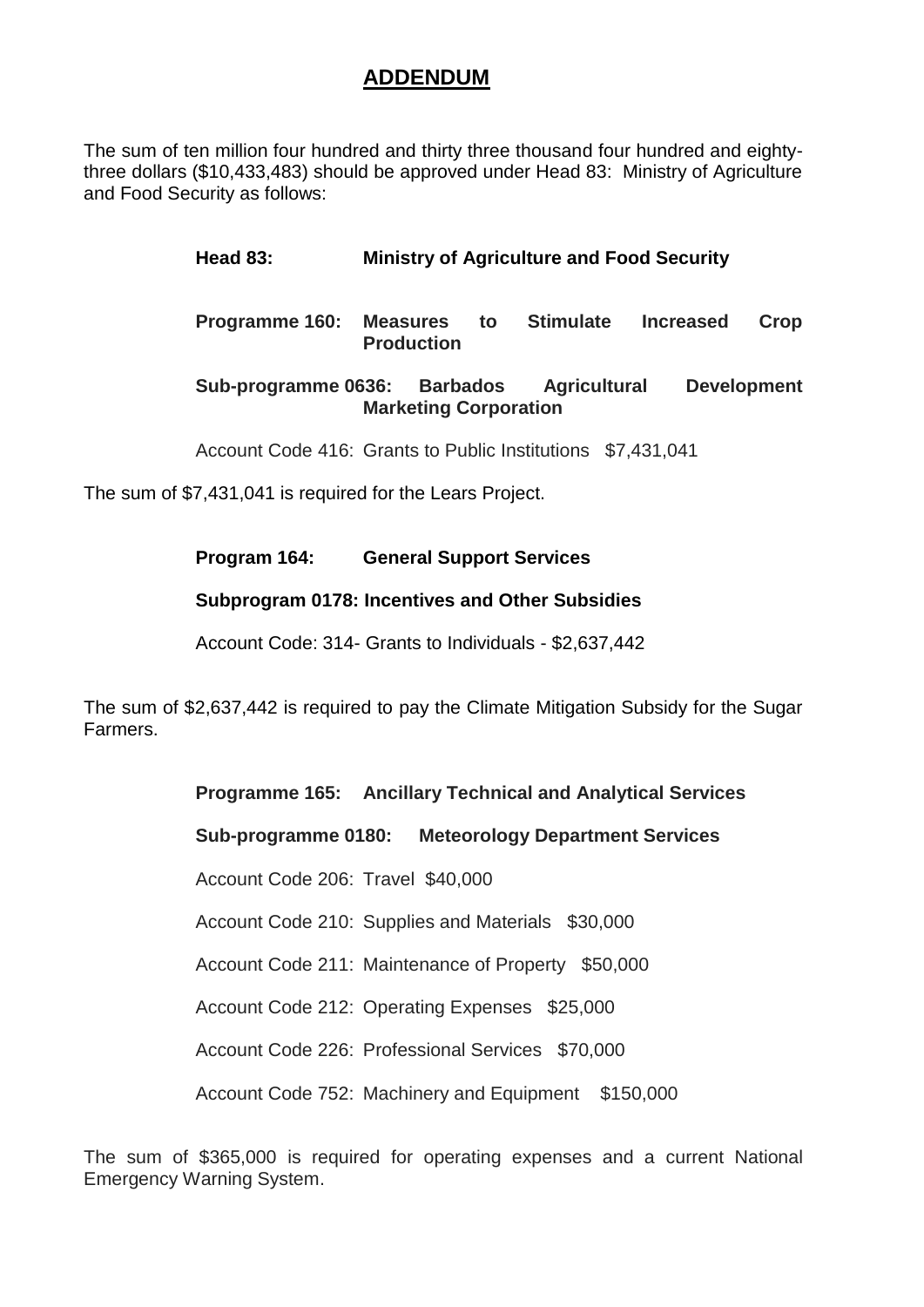## ADDENDUM

The sum of ten million four hundred and thirty three thousand four hundred and eighty-three dollars ($10,433,483) should be approved under Head 83: Ministry of Agriculture and Food Security as follows:

**Head 83: Ministry of Agriculture and Food Security**

**Programme 160: Measures to Stimulate Increased Crop Production**

**Sub-programme 0636: Barbados Agricultural Development Marketing Corporation**

Account Code 416: Grants to Public Institutions $7,431,041

The sum of $7,431,041 is required for the Lears Project.

**Program 164: General Support Services**

**Subprogram 0178: Incentives and Other Subsidies**

Account Code: 314- Grants to Individuals - $2,637,442

The sum of $2,637,442 is required to pay the Climate Mitigation Subsidy for the Sugar Farmers.

**Programme 165: Ancillary Technical and Analytical Services**

**Sub-programme 0180: Meteorology Department Services**

Account Code 206: Travel $40,000

Account Code 210: Supplies and Materials $30,000

Account Code 211: Maintenance of Property $50,000

Account Code 212: Operating Expenses $25,000

Account Code 226: Professional Services $70,000

Account Code 752: Machinery and Equipment $150,000

The sum of $365,000 is required for operating expenses and a current National Emergency Warning System.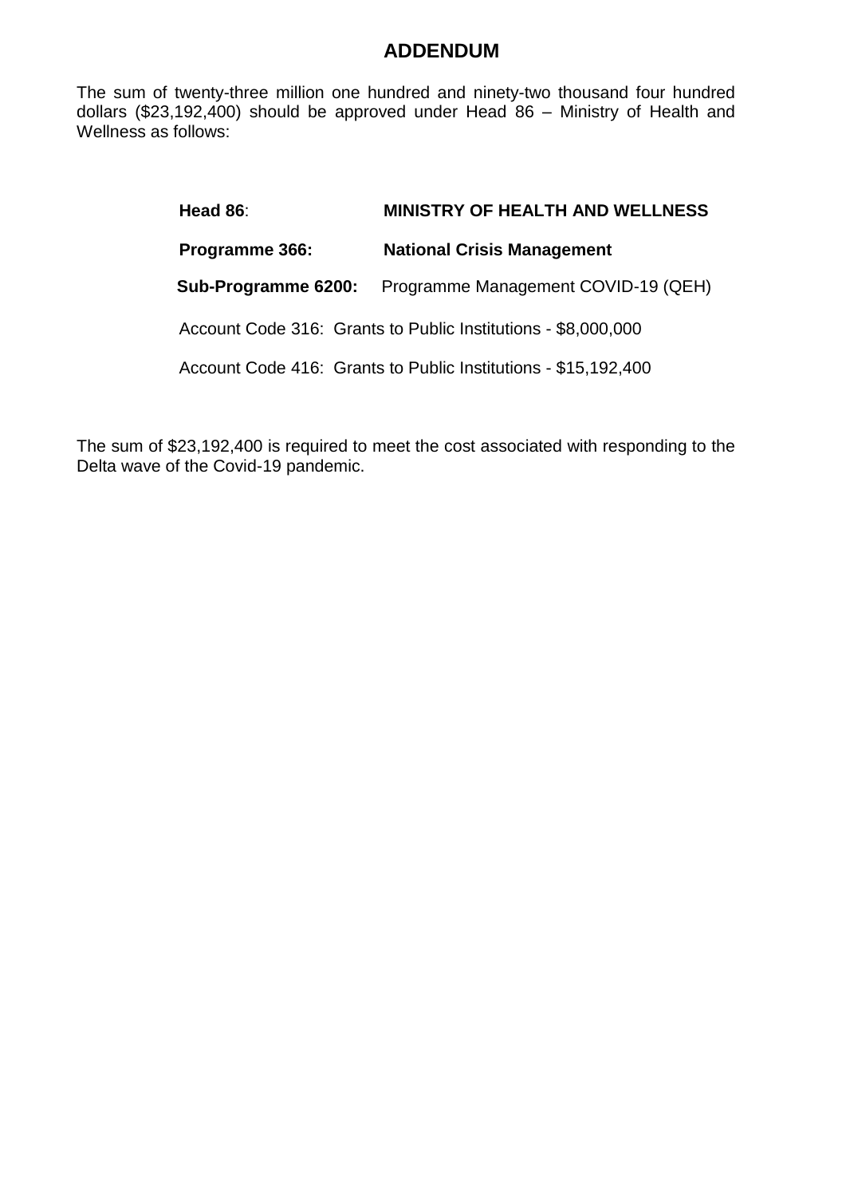# ADDENDUM

The sum of twenty-three million one hundred and ninety-two thousand four hundred dollars ($23,192,400) should be approved under Head 86 – Ministry of Health and Wellness as follows:

**Head 86**: **MINISTRY OF HEALTH AND WELLNESS**

**Programme 366:** **National Crisis Management**

**Sub-Programme 6200:** Programme Management COVID-19 (QEH)

Account Code 316: Grants to Public Institutions - $8,000,000

Account Code 416: Grants to Public Institutions - $15,192,400

The sum of $23,192,400 is required to meet the cost associated with responding to the Delta wave of the Covid-19 pandemic.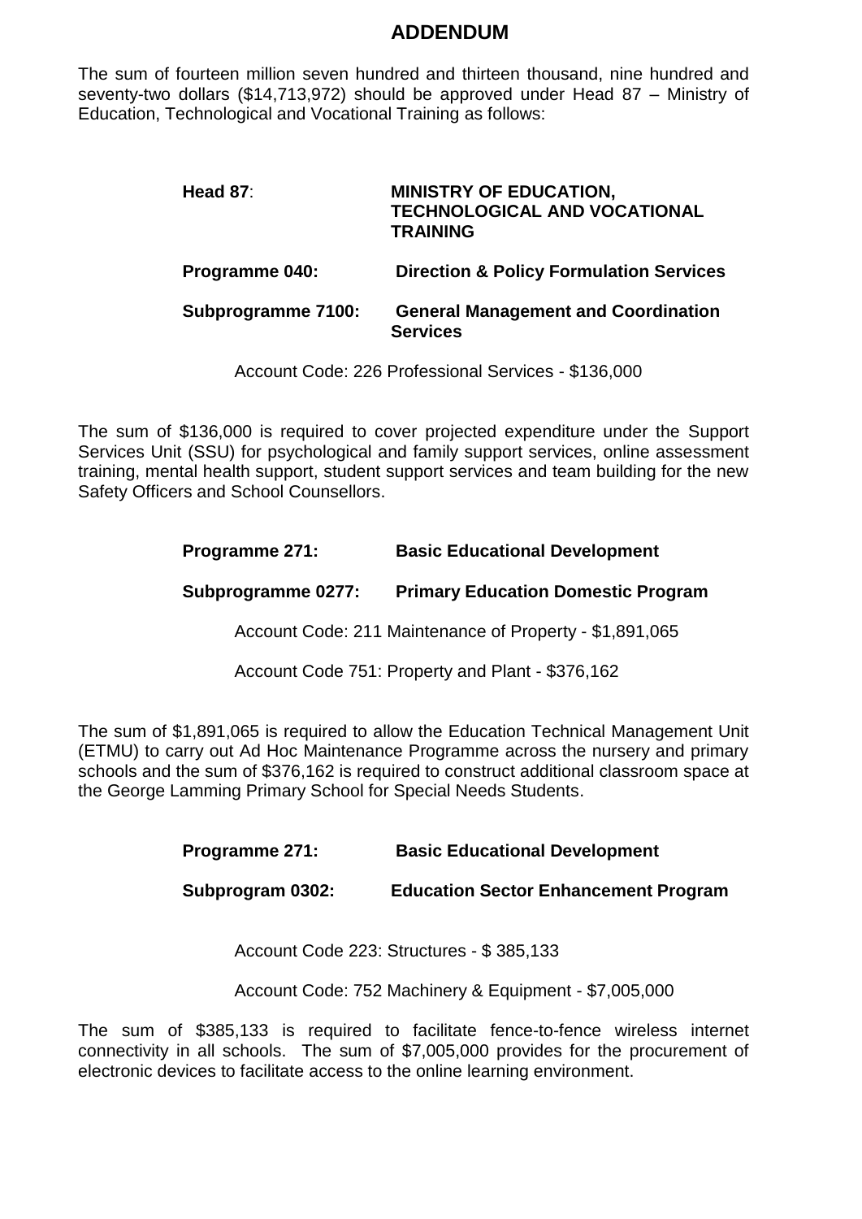# ADDENDUM

The sum of fourteen million seven hundred and thirteen thousand, nine hundred and seventy-two dollars ($14,713,972) should be approved under Head 87 – Ministry of Education, Technological and Vocational Training as follows:

**Head 87**: **MINISTRY OF EDUCATION, TECHNOLOGICAL AND VOCATIONAL TRAINING**

**Programme 040:** **Direction & Policy Formulation Services**

**Subprogramme 7100:** **General Management and Coordination Services**

Account Code: 226 Professional Services - $136,000

The sum of $136,000 is required to cover projected expenditure under the Support Services Unit (SSU) for psychological and family support services, online assessment training, mental health support, student support services and team building for the new Safety Officers and School Counsellors.

**Programme 271:** **Basic Educational Development**

**Subprogramme 0277:** **Primary Education Domestic Program**

Account Code: 211 Maintenance of Property - $1,891,065

Account Code 751: Property and Plant - $376,162

The sum of $1,891,065 is required to allow the Education Technical Management Unit (ETMU) to carry out Ad Hoc Maintenance Programme across the nursery and primary schools and the sum of $376,162 is required to construct additional classroom space at the George Lamming Primary School for Special Needs Students.

**Programme 271:** **Basic Educational Development**

**Subprogram 0302:** **Education Sector Enhancement Program**

Account Code 223: Structures - $ 385,133

Account Code: 752 Machinery & Equipment - $7,005,000

The sum of $385,133 is required to facilitate fence-to-fence wireless internet connectivity in all schools. The sum of $7,005,000 provides for the procurement of electronic devices to facilitate access to the online learning environment.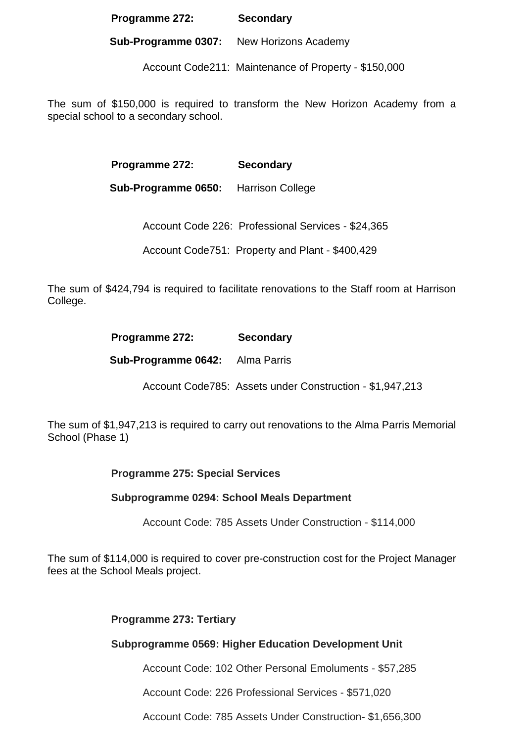**Programme 272:** **Secondary**

**Sub-Programme 0307:** New Horizons Academy

Account Code211: Maintenance of Property - $150,000

The sum of $150,000 is required to transform the New Horizon Academy from a special school to a secondary school.

**Programme 272:** **Secondary**

**Sub-Programme 0650:** Harrison College

Account Code 226: Professional Services - $24,365

Account Code751: Property and Plant - $400,429

The sum of $424,794 is required to facilitate renovations to the Staff room at Harrison College.

**Programme 272:** **Secondary**

**Sub-Programme 0642:** Alma Parris

Account Code785: Assets under Construction - $1,947,213

The sum of $1,947,213 is required to carry out renovations to the Alma Parris Memorial School (Phase 1)

**Programme 275: Special Services**

**Subprogramme 0294: School Meals Department**

Account Code: 785 Assets Under Construction - $114,000

The sum of $114,000 is required to cover pre-construction cost for the Project Manager fees at the School Meals project.

**Programme 273: Tertiary**

**Subprogramme 0569: Higher Education Development Unit**

Account Code: 102 Other Personal Emoluments - $57,285

Account Code: 226 Professional Services - $571,020

Account Code: 785 Assets Under Construction- $1,656,300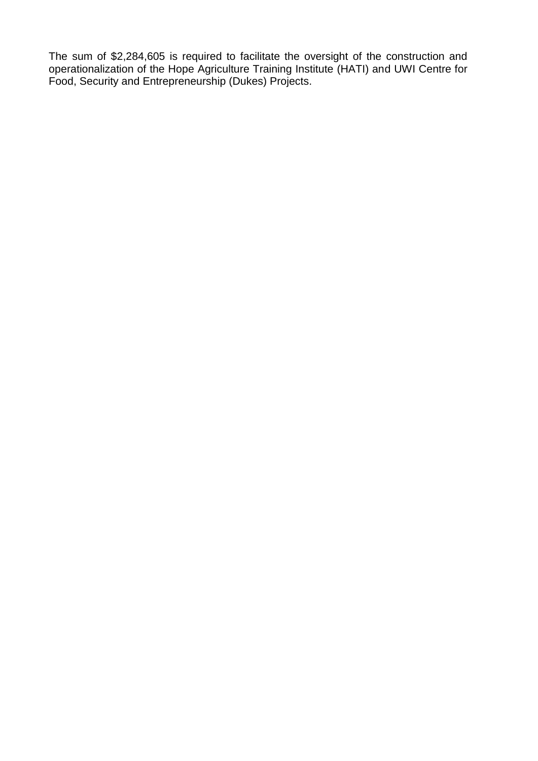The sum of $2,284,605 is required to facilitate the oversight of the construction and operationalization of the Hope Agriculture Training Institute (HATI) and UWI Centre for Food, Security and Entrepreneurship (Dukes) Projects.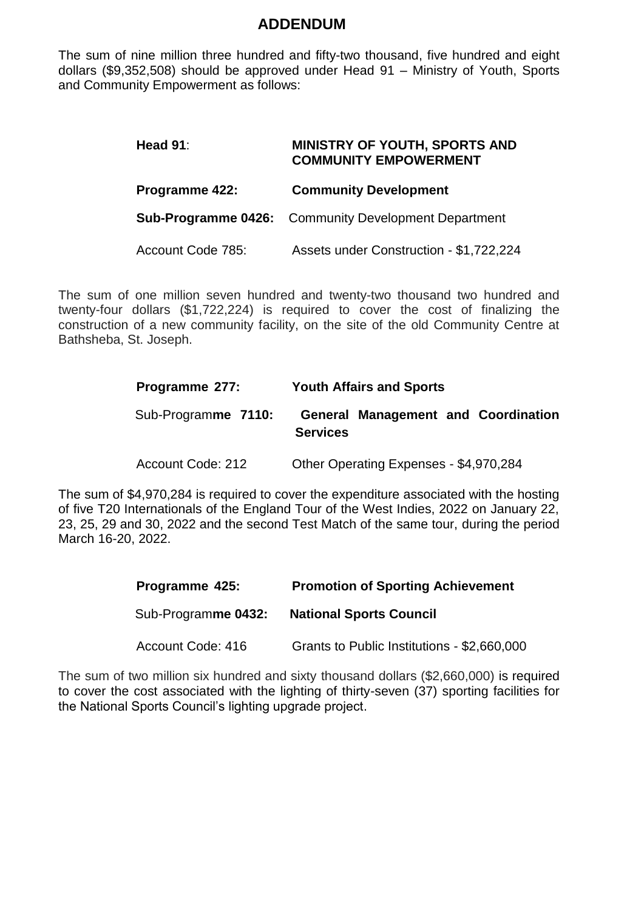# ADDENDUM

The sum of nine million three hundred and fifty-two thousand, five hundred and eight dollars ($9,352,508) should be approved under Head 91 – Ministry of Youth, Sports and Community Empowerment as follows:

| | |
|---|---|
| **Head 91**: | **MINISTRY OF YOUTH, SPORTS AND COMMUNITY EMPOWERMENT** |
| **Programme 422:** | **Community Development** |
| **Sub-Programme 0426:** | Community Development Department |
| Account Code 785: | Assets under Construction - $1,722,224 |

The sum of one million seven hundred and twenty-two thousand two hundred and twenty-four dollars ($1,722,224) is required to cover the cost of finalizing the construction of a new community facility, on the site of the old Community Centre at Bathsheba, St. Joseph.

| | |
|---|---|
| **Programme 277:** | **Youth Affairs and Sports** |
| Sub-Program**me 7110:** | **General Management and Coordination Services** |
| Account Code: 212 | Other Operating Expenses - $4,970,284 |

The sum of $4,970,284 is required to cover the expenditure associated with the hosting of five T20 Internationals of the England Tour of the West Indies, 2022 on January 22, 23, 25, 29 and 30, 2022 and the second Test Match of the same tour, during the period March 16-20, 2022.

| | |
|---|---|
| **Programme 425:** | **Promotion of Sporting Achievement** |
| Sub-Program**me 0432:** | **National Sports Council** |
| Account Code: 416 | Grants to Public Institutions - $2,660,000 |

The sum of two million six hundred and sixty thousand dollars ($2,660,000) is required to cover the cost associated with the lighting of thirty-seven (37) sporting facilities for the National Sports Council's lighting upgrade project.